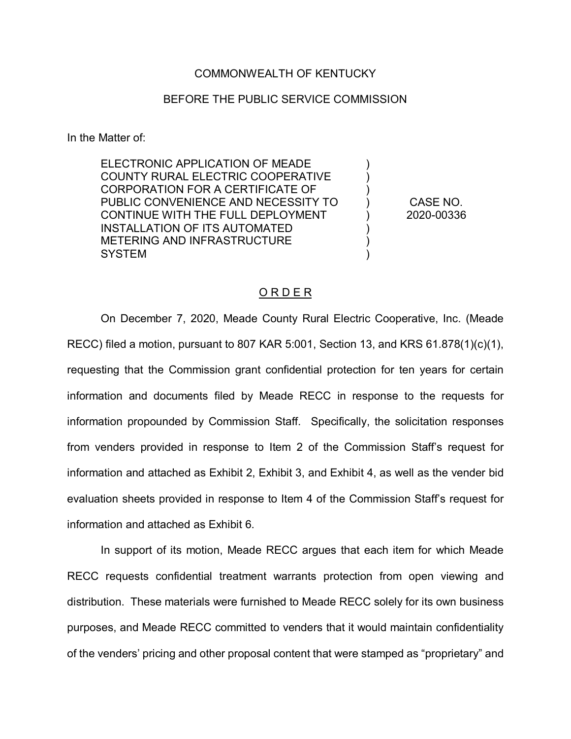COMMONWEALTH OF KENTUCKY

BEFORE THE PUBLIC SERVICE COMMISSION

In the Matter of:

| | | |
|---|---|---|
| ELECTRONIC APPLICATION OF MEADE COUNTY RURAL ELECTRIC COOPERATIVE CORPORATION FOR A CERTIFICATE OF PUBLIC CONVENIENCE AND NECESSITY TO CONTINUE WITH THE FULL DEPLOYMENT INSTALLATION OF ITS AUTOMATED METERING AND INFRASTRUCTURE SYSTEM | ) | CASE NO. 2020-00336 |

## O R D E R

On December 7, 2020, Meade County Rural Electric Cooperative, Inc. (Meade RECC) filed a motion, pursuant to 807 KAR 5:001, Section 13, and KRS 61.878(1)(c)(1), requesting that the Commission grant confidential protection for ten years for certain information and documents filed by Meade RECC in response to the requests for information propounded by Commission Staff. Specifically, the solicitation responses from venders provided in response to Item 2 of the Commission Staff's request for information and attached as Exhibit 2, Exhibit 3, and Exhibit 4, as well as the vender bid evaluation sheets provided in response to Item 4 of the Commission Staff's request for information and attached as Exhibit 6.

In support of its motion, Meade RECC argues that each item for which Meade RECC requests confidential treatment warrants protection from open viewing and distribution. These materials were furnished to Meade RECC solely for its own business purposes, and Meade RECC committed to venders that it would maintain confidentiality of the venders' pricing and other proposal content that were stamped as "proprietary" and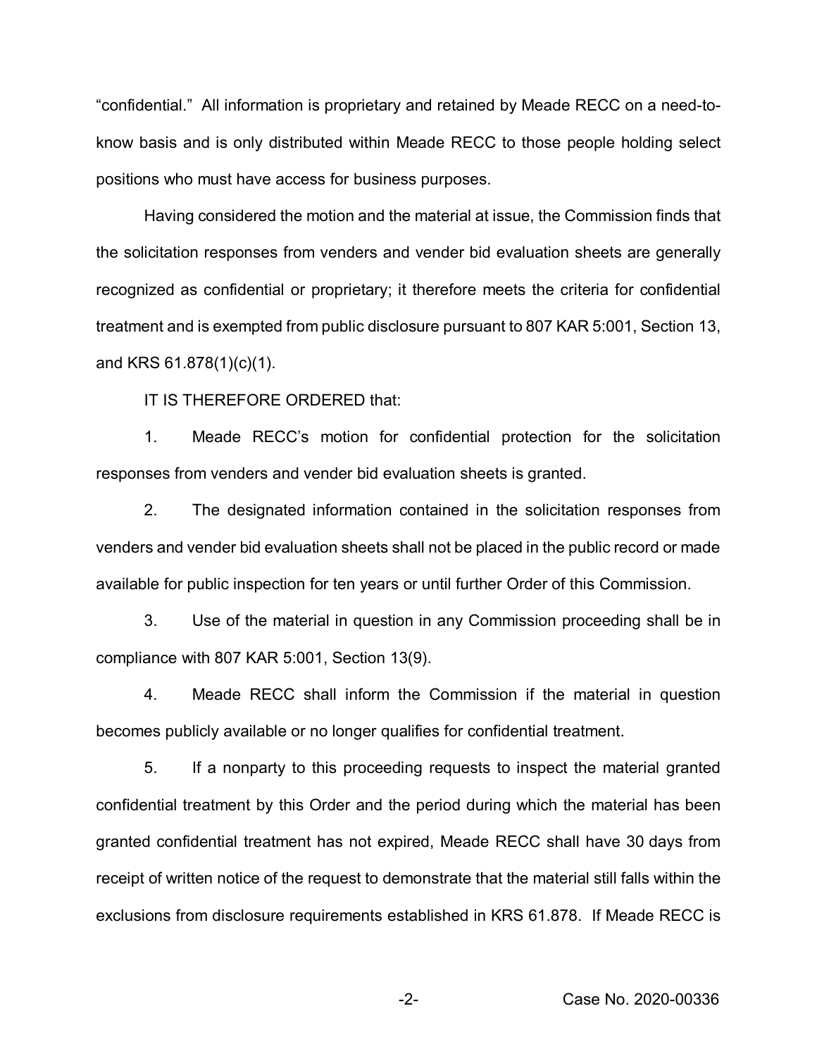"confidential." All information is proprietary and retained by Meade RECC on a need-to-know basis and is only distributed within Meade RECC to those people holding select positions who must have access for business purposes.

Having considered the motion and the material at issue, the Commission finds that the solicitation responses from venders and vender bid evaluation sheets are generally recognized as confidential or proprietary; it therefore meets the criteria for confidential treatment and is exempted from public disclosure pursuant to 807 KAR 5:001, Section 13, and KRS 61.878(1)(c)(1).

IT IS THEREFORE ORDERED that:

1. Meade RECC's motion for confidential protection for the solicitation responses from venders and vender bid evaluation sheets is granted.

2. The designated information contained in the solicitation responses from venders and vender bid evaluation sheets shall not be placed in the public record or made available for public inspection for ten years or until further Order of this Commission.

3. Use of the material in question in any Commission proceeding shall be in compliance with 807 KAR 5:001, Section 13(9).

4. Meade RECC shall inform the Commission if the material in question becomes publicly available or no longer qualifies for confidential treatment.

5. If a nonparty to this proceeding requests to inspect the material granted confidential treatment by this Order and the period during which the material has been granted confidential treatment has not expired, Meade RECC shall have 30 days from receipt of written notice of the request to demonstrate that the material still falls within the exclusions from disclosure requirements established in KRS 61.878. If Meade RECC is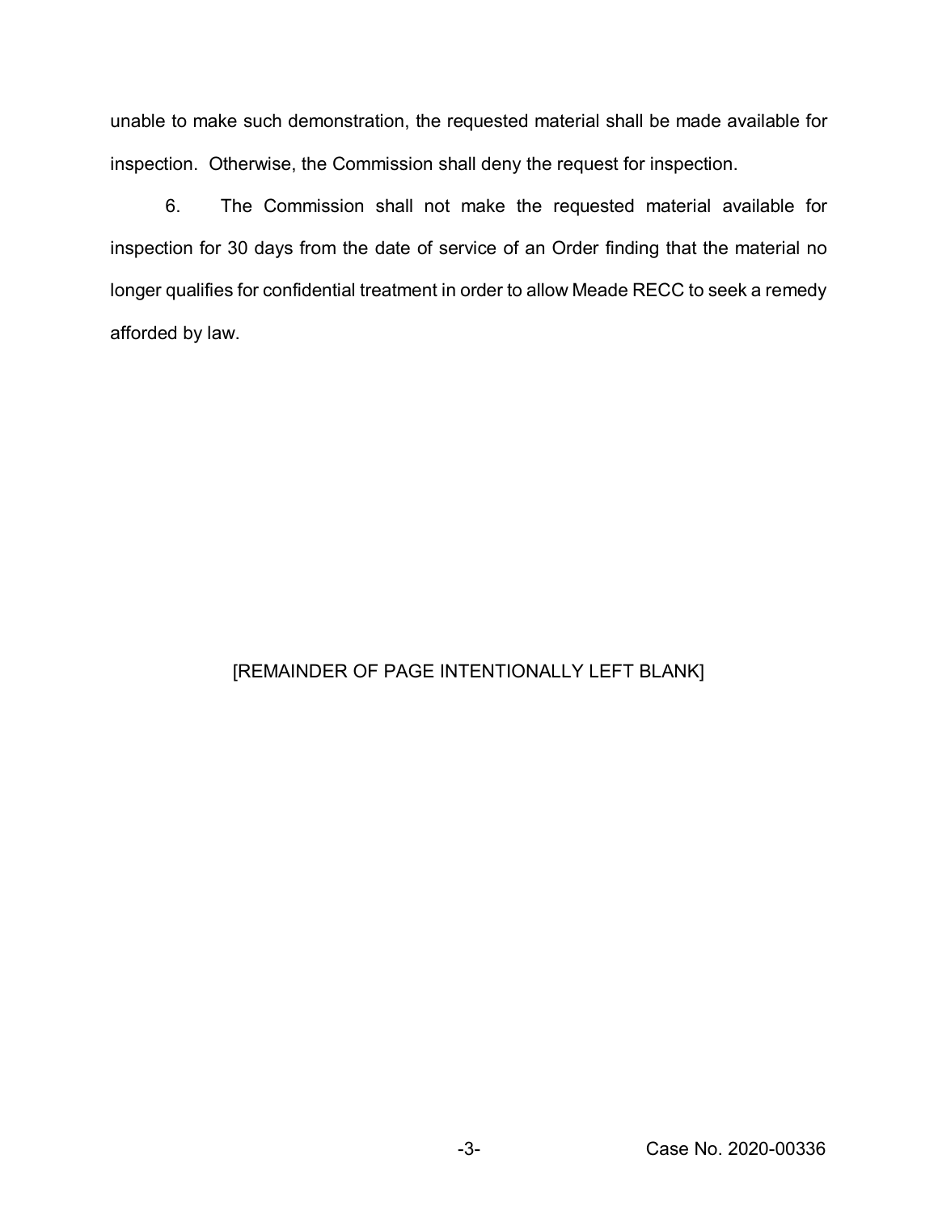unable to make such demonstration, the requested material shall be made available for inspection. Otherwise, the Commission shall deny the request for inspection.

6. The Commission shall not make the requested material available for inspection for 30 days from the date of service of an Order finding that the material no longer qualifies for confidential treatment in order to allow Meade RECC to seek a remedy afforded by law.

[REMAINDER OF PAGE INTENTIONALLY LEFT BLANK]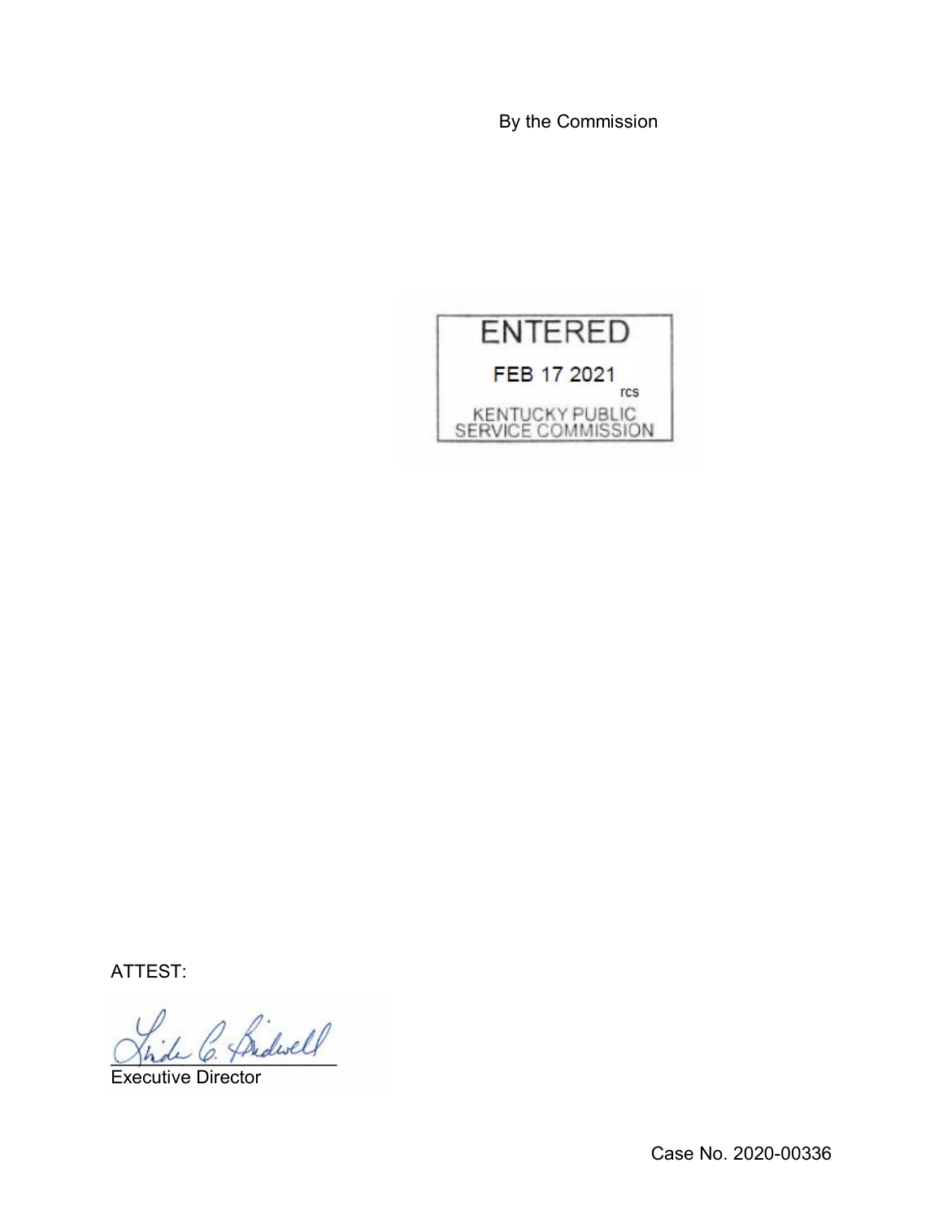By the Commission

ENTERED

FEB 17 2021

rcs

KENTUCKY PUBLIC SERVICE COMMISSION

ATTEST:

Executive Director

Case No. 2020-00336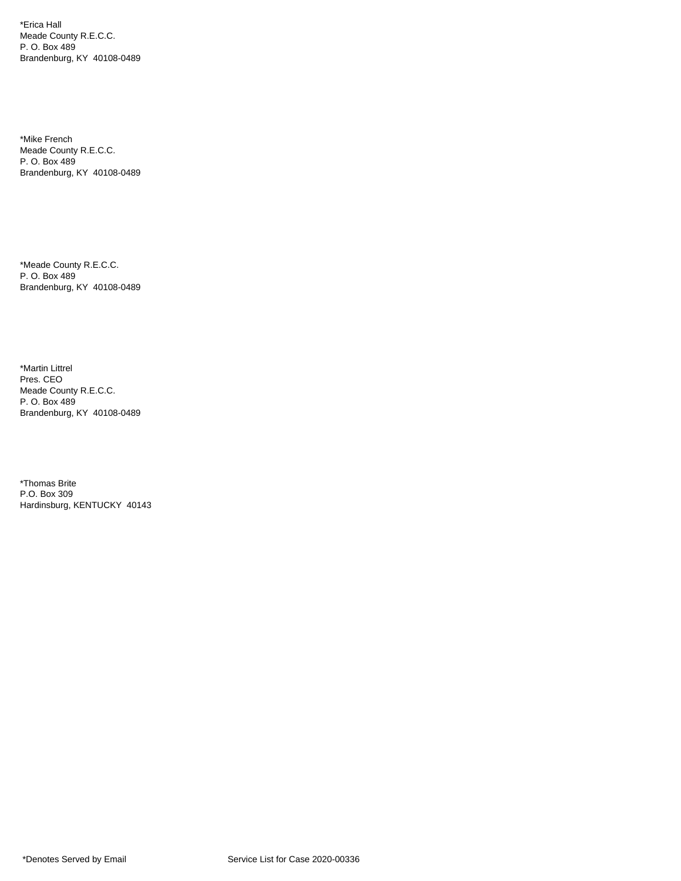*Erica Hall
Meade County R.E.C.C.
P. O. Box 489
Brandenburg, KY  40108-0489

*Mike French
Meade County R.E.C.C.
P. O. Box 489
Brandenburg, KY  40108-0489

*Meade County R.E.C.C.
P. O. Box 489
Brandenburg, KY  40108-0489

*Martin Littrel
Pres. CEO
Meade County R.E.C.C.
P. O. Box 489
Brandenburg, KY  40108-0489

*Thomas Brite
P.O. Box 309
Hardinsburg, KENTUCKY  40143

*Denotes Served by Email

Service List for Case 2020-00336